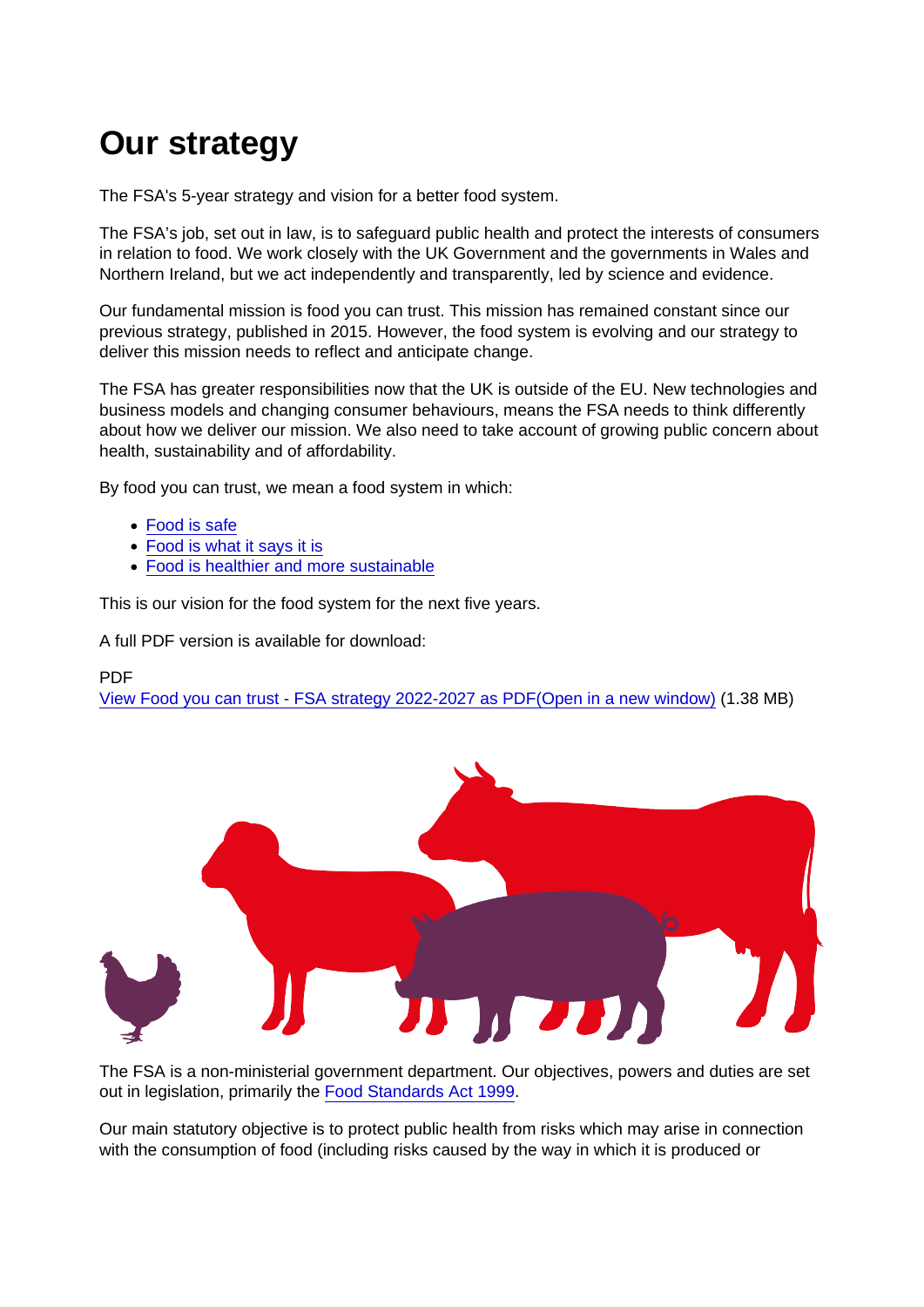# Our strategy

The FSA's 5-year strategy and vision for a better food system.

The FSA's job, set out in law, is to safeguard public health and protect the interests of consumers in relation to food. We work closely with the UK Government and the governments in Wales and Northern Ireland, but we act independently and transparently, led by science and evidence.

Our fundamental mission is food you can trust. This mission has remained constant since our previous strategy, published in 2015. However, the food system is evolving and our strategy to deliver this mission needs to reflect and anticipate change.

The FSA has greater responsibilities now that the UK is outside of the EU. New technologies and business models and changing consumer behaviours, means the FSA needs to think differently about how we deliver our mission. We also need to take account of growing public concern about health, sustainability and of affordability.

By food you can trust, we mean a food system in which:

- Food is safe
- Food is what it says it is
- Food is healthier and more sustainable

This is our vision for the food system for the next five years.

A full PDF version is available for download:

PDF
View Food you can trust - FSA strategy 2022-2027 as PDF(Open in a new window) (1.38 MB)

The FSA is a non-ministerial government department. Our objectives, powers and duties are set out in legislation, primarily the Food Standards Act 1999.

Our main statutory objective is to protect public health from risks which may arise in connection with the consumption of food (including risks caused by the way in which it is produced or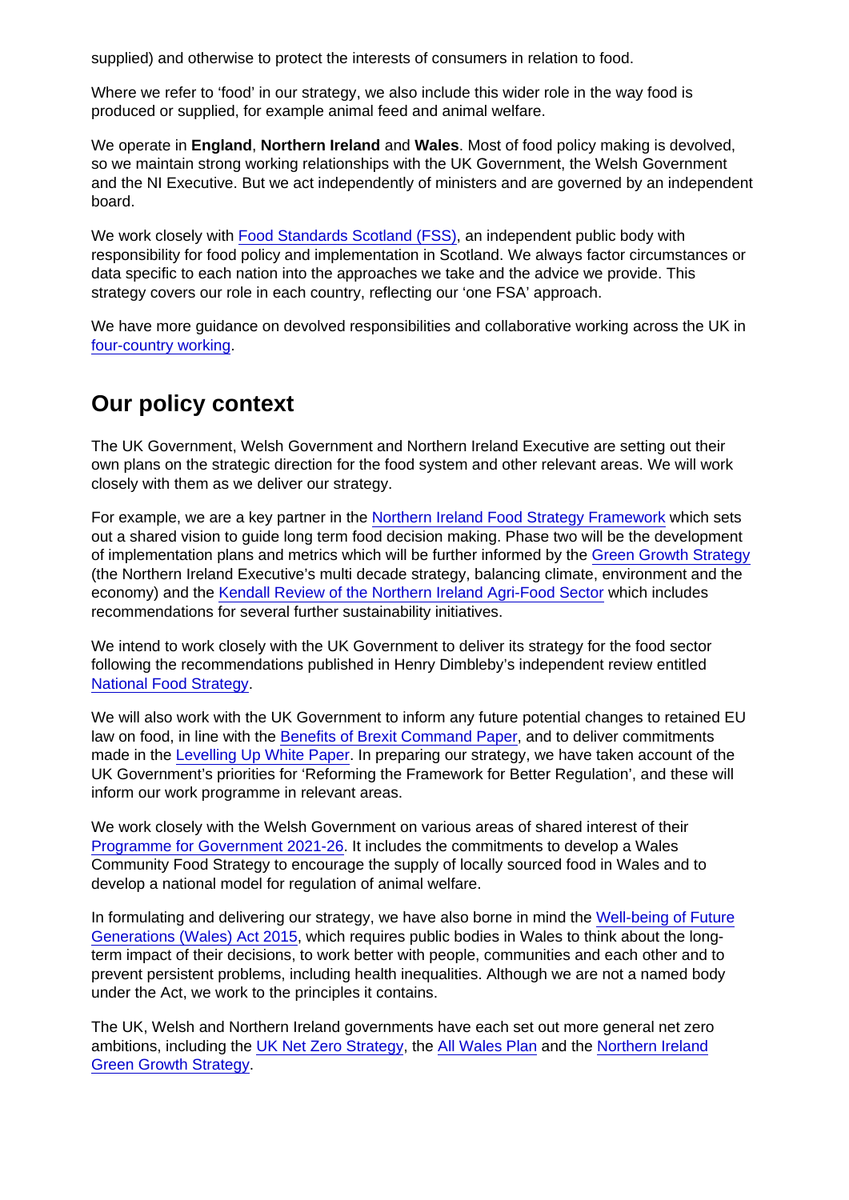supplied) and otherwise to protect the interests of consumers in relation to food.

Where we refer to 'food' in our strategy, we also include this wider role in the way food is produced or supplied, for example animal feed and animal welfare.

We operate in **England**, **Northern Ireland** and **Wales**. Most of food policy making is devolved, so we maintain strong working relationships with the UK Government, the Welsh Government and the NI Executive. But we act independently of ministers and are governed by an independent board.

We work closely with Food Standards Scotland (FSS), an independent public body with responsibility for food policy and implementation in Scotland. We always factor circumstances or data specific to each nation into the approaches we take and the advice we provide. This strategy covers our role in each country, reflecting our 'one FSA' approach.

We have more guidance on devolved responsibilities and collaborative working across the UK in four-country working.

## Our policy context

The UK Government, Welsh Government and Northern Ireland Executive are setting out their own plans on the strategic direction for the food system and other relevant areas. We will work closely with them as we deliver our strategy.

For example, we are a key partner in the Northern Ireland Food Strategy Framework which sets out a shared vision to guide long term food decision making. Phase two will be the development of implementation plans and metrics which will be further informed by the Green Growth Strategy (the Northern Ireland Executive's multi decade strategy, balancing climate, environment and the economy) and the Kendall Review of the Northern Ireland Agri-Food Sector which includes recommendations for several further sustainability initiatives.

We intend to work closely with the UK Government to deliver its strategy for the food sector following the recommendations published in Henry Dimbleby's independent review entitled National Food Strategy.

We will also work with the UK Government to inform any future potential changes to retained EU law on food, in line with the Benefits of Brexit Command Paper, and to deliver commitments made in the Levelling Up White Paper. In preparing our strategy, we have taken account of the UK Government's priorities for 'Reforming the Framework for Better Regulation', and these will inform our work programme in relevant areas.

We work closely with the Welsh Government on various areas of shared interest of their Programme for Government 2021-26. It includes the commitments to develop a Wales Community Food Strategy to encourage the supply of locally sourced food in Wales and to develop a national model for regulation of animal welfare.

In formulating and delivering our strategy, we have also borne in mind the Well-being of Future Generations (Wales) Act 2015, which requires public bodies in Wales to think about the long-term impact of their decisions, to work better with people, communities and each other and to prevent persistent problems, including health inequalities. Although we are not a named body under the Act, we work to the principles it contains.

The UK, Welsh and Northern Ireland governments have each set out more general net zero ambitions, including the UK Net Zero Strategy, the All Wales Plan and the Northern Ireland Green Growth Strategy.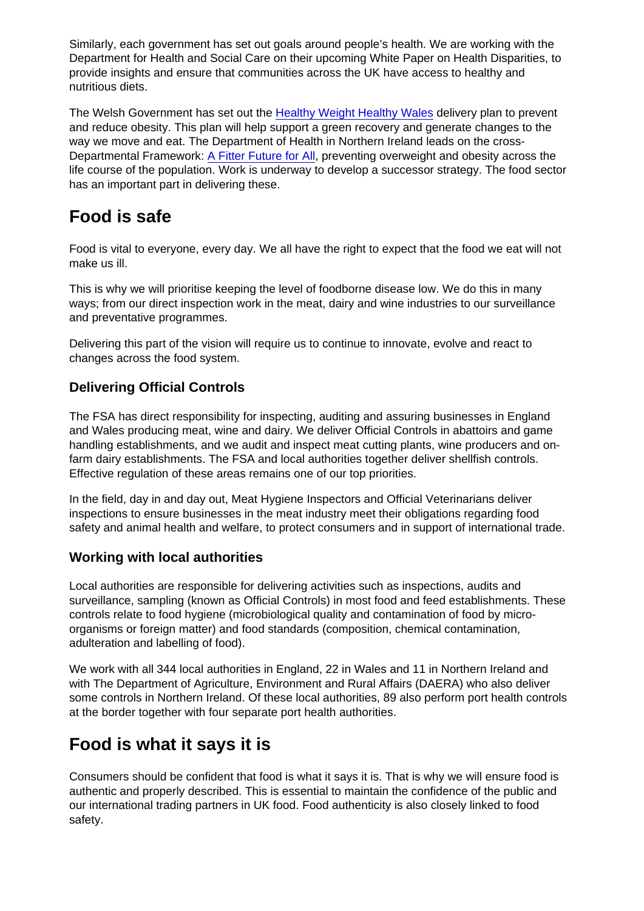Similarly, each government has set out goals around people's health. We are working with the Department for Health and Social Care on their upcoming White Paper on Health Disparities, to provide insights and ensure that communities across the UK have access to healthy and nutritious diets.

The Welsh Government has set out the Healthy Weight Healthy Wales delivery plan to prevent and reduce obesity. This plan will help support a green recovery and generate changes to the way we move and eat. The Department of Health in Northern Ireland leads on the cross-Departmental Framework: A Fitter Future for All, preventing overweight and obesity across the life course of the population. Work is underway to develop a successor strategy. The food sector has an important part in delivering these.

## Food is safe

Food is vital to everyone, every day. We all have the right to expect that the food we eat will not make us ill.

This is why we will prioritise keeping the level of foodborne disease low. We do this in many ways; from our direct inspection work in the meat, dairy and wine industries to our surveillance and preventative programmes.

Delivering this part of the vision will require us to continue to innovate, evolve and react to changes across the food system.

### Delivering Official Controls

The FSA has direct responsibility for inspecting, auditing and assuring businesses in England and Wales producing meat, wine and dairy. We deliver Official Controls in abattoirs and game handling establishments, and we audit and inspect meat cutting plants, wine producers and on-farm dairy establishments. The FSA and local authorities together deliver shellfish controls. Effective regulation of these areas remains one of our top priorities.

In the field, day in and day out, Meat Hygiene Inspectors and Official Veterinarians deliver inspections to ensure businesses in the meat industry meet their obligations regarding food safety and animal health and welfare, to protect consumers and in support of international trade.

### Working with local authorities

Local authorities are responsible for delivering activities such as inspections, audits and surveillance, sampling (known as Official Controls) in most food and feed establishments. These controls relate to food hygiene (microbiological quality and contamination of food by micro-organisms or foreign matter) and food standards (composition, chemical contamination, adulteration and labelling of food).

We work with all 344 local authorities in England, 22 in Wales and 11 in Northern Ireland and with The Department of Agriculture, Environment and Rural Affairs (DAERA) who also deliver some controls in Northern Ireland. Of these local authorities, 89 also perform port health controls at the border together with four separate port health authorities.

## Food is what it says it is

Consumers should be confident that food is what it says it is. That is why we will ensure food is authentic and properly described. This is essential to maintain the confidence of the public and our international trading partners in UK food. Food authenticity is also closely linked to food safety.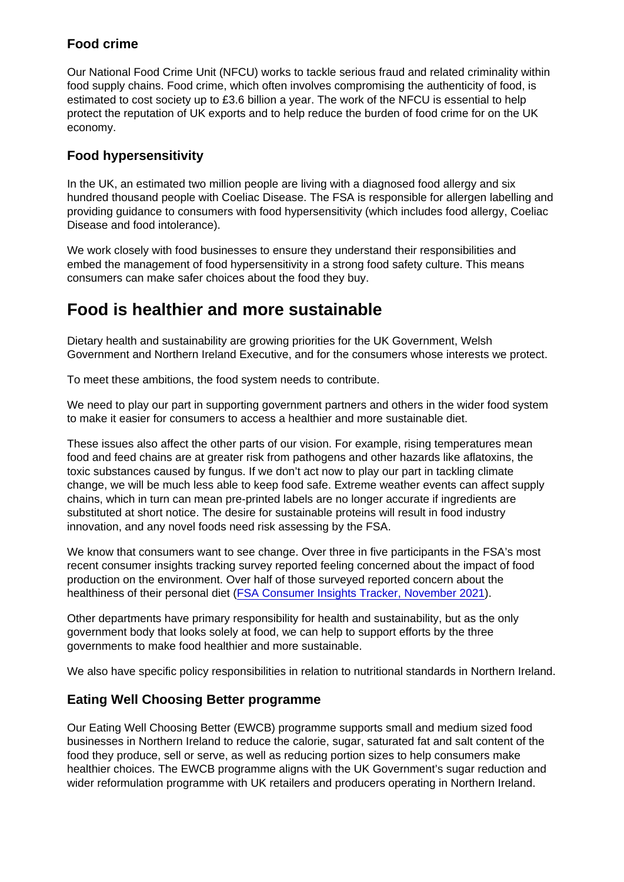### Food crime

Our National Food Crime Unit (NFCU) works to tackle serious fraud and related criminality within food supply chains. Food crime, which often involves compromising the authenticity of food, is estimated to cost society up to £3.6 billion a year. The work of the NFCU is essential to help protect the reputation of UK exports and to help reduce the burden of food crime for on the UK economy.

### Food hypersensitivity

In the UK, an estimated two million people are living with a diagnosed food allergy and six hundred thousand people with Coeliac Disease. The FSA is responsible for allergen labelling and providing guidance to consumers with food hypersensitivity (which includes food allergy, Coeliac Disease and food intolerance).

We work closely with food businesses to ensure they understand their responsibilities and embed the management of food hypersensitivity in a strong food safety culture. This means consumers can make safer choices about the food they buy.

## Food is healthier and more sustainable

Dietary health and sustainability are growing priorities for the UK Government, Welsh Government and Northern Ireland Executive, and for the consumers whose interests we protect.

To meet these ambitions, the food system needs to contribute.

We need to play our part in supporting government partners and others in the wider food system to make it easier for consumers to access a healthier and more sustainable diet.

These issues also affect the other parts of our vision. For example, rising temperatures mean food and feed chains are at greater risk from pathogens and other hazards like aflatoxins, the toxic substances caused by fungus. If we don't act now to play our part in tackling climate change, we will be much less able to keep food safe. Extreme weather events can affect supply chains, which in turn can mean pre-printed labels are no longer accurate if ingredients are substituted at short notice. The desire for sustainable proteins will result in food industry innovation, and any novel foods need risk assessing by the FSA.

We know that consumers want to see change. Over three in five participants in the FSA's most recent consumer insights tracking survey reported feeling concerned about the impact of food production on the environment. Over half of those surveyed reported concern about the healthiness of their personal diet (FSA Consumer Insights Tracker, November 2021).

Other departments have primary responsibility for health and sustainability, but as the only government body that looks solely at food, we can help to support efforts by the three governments to make food healthier and more sustainable.

We also have specific policy responsibilities in relation to nutritional standards in Northern Ireland.

### Eating Well Choosing Better programme

Our Eating Well Choosing Better (EWCB) programme supports small and medium sized food businesses in Northern Ireland to reduce the calorie, sugar, saturated fat and salt content of the food they produce, sell or serve, as well as reducing portion sizes to help consumers make healthier choices. The EWCB programme aligns with the UK Government's sugar reduction and wider reformulation programme with UK retailers and producers operating in Northern Ireland.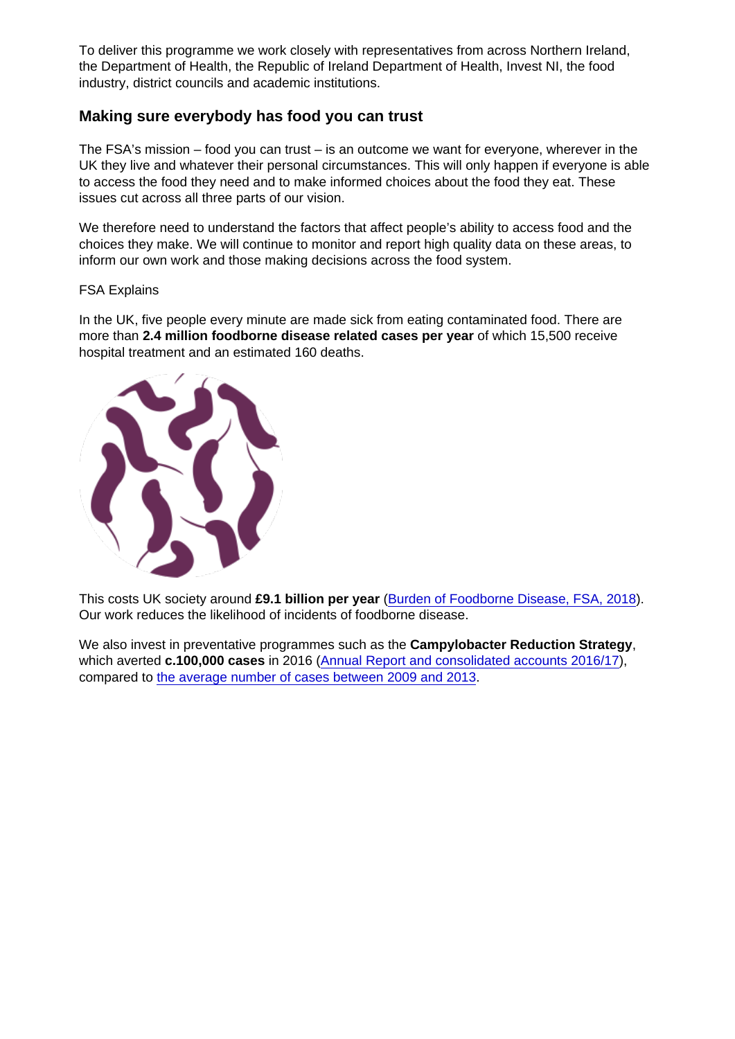To deliver this programme we work closely with representatives from across Northern Ireland, the Department of Health, the Republic of Ireland Department of Health, Invest NI, the food industry, district councils and academic institutions.

## Making sure everybody has food you can trust

The FSA's mission – food you can trust – is an outcome we want for everyone, wherever in the UK they live and whatever their personal circumstances. This will only happen if everyone is able to access the food they need and to make informed choices about the food they eat. These issues cut across all three parts of our vision.

We therefore need to understand the factors that affect people's ability to access food and the choices they make. We will continue to monitor and report high quality data on these areas, to inform our own work and those making decisions across the food system.

FSA Explains

In the UK, five people every minute are made sick from eating contaminated food. There are more than **2.4 million foodborne disease related cases per year** of which 15,500 receive hospital treatment and an estimated 160 deaths.

This costs UK society around **£9.1 billion per year** (Burden of Foodborne Disease, FSA, 2018). Our work reduces the likelihood of incidents of foodborne disease.

We also invest in preventative programmes such as the **Campylobacter Reduction Strategy**, which averted **c.100,000 cases** in 2016 (Annual Report and consolidated accounts 2016/17), compared to the average number of cases between 2009 and 2013.